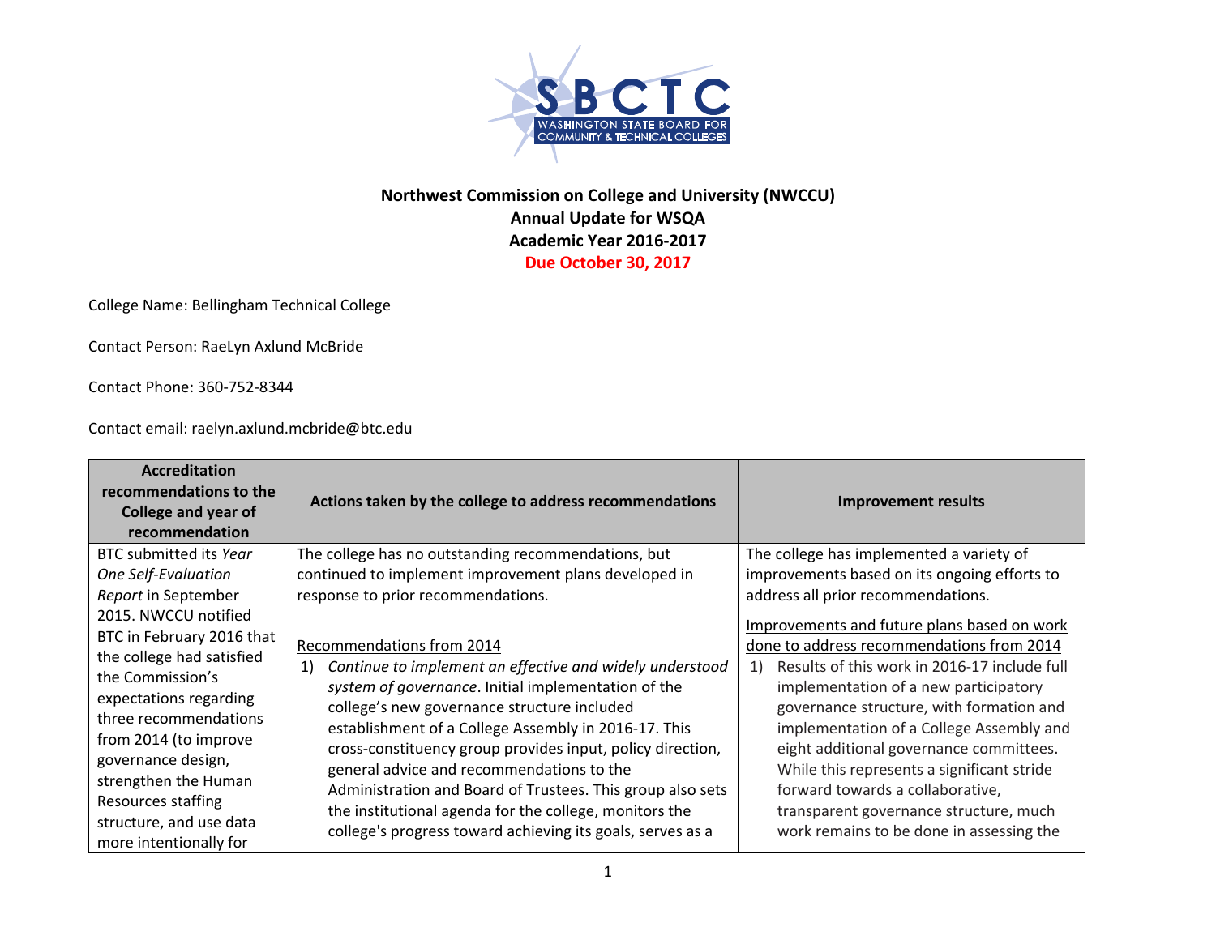**Northwest Commission on College and University (NWCCU)**
**Annual Update for WSQA**
**Academic Year 2016-2017**
**Due October 30, 2017**

College Name: Bellingham Technical College

Contact Person: RaeLyn Axlund McBride

Contact Phone: 360-752-8344

Contact email: raelyn.axlund.mcbride@btc.edu

| Accreditation recommendations to the College and year of recommendation | Actions taken by the college to address recommendations | Improvement results |
|---|---|---|
| BTC submitted its *Year One Self-Evaluation Report* in September 2015. NWCCU notified BTC in February 2016 that the college had satisfied the Commission's expectations regarding three recommendations from 2014 (to improve governance design, strengthen the Human Resources staffing structure, and use data more intentionally for | The college has no outstanding recommendations, but continued to implement improvement plans developed in response to prior recommendations.<br><br><u>Recommendations from 2014</u><br>1) *Continue to implement an effective and widely understood system of governance*. Initial implementation of the college's new governance structure included establishment of a College Assembly in 2016-17. This cross-constituency group provides input, policy direction, general advice and recommendations to the Administration and Board of Trustees. This group also sets the institutional agenda for the college, monitors the college's progress toward achieving its goals, serves as a | The college has implemented a variety of improvements based on its ongoing efforts to address all prior recommendations.<br><br><u>Improvements and future plans based on work done to address recommendations from 2014</u><br>1) Results of this work in 2016-17 include full implementation of a new participatory governance structure, with formation and implementation of a College Assembly and eight additional governance committees. While this represents a significant stride forward towards a collaborative, transparent governance structure, much work remains to be done in assessing the |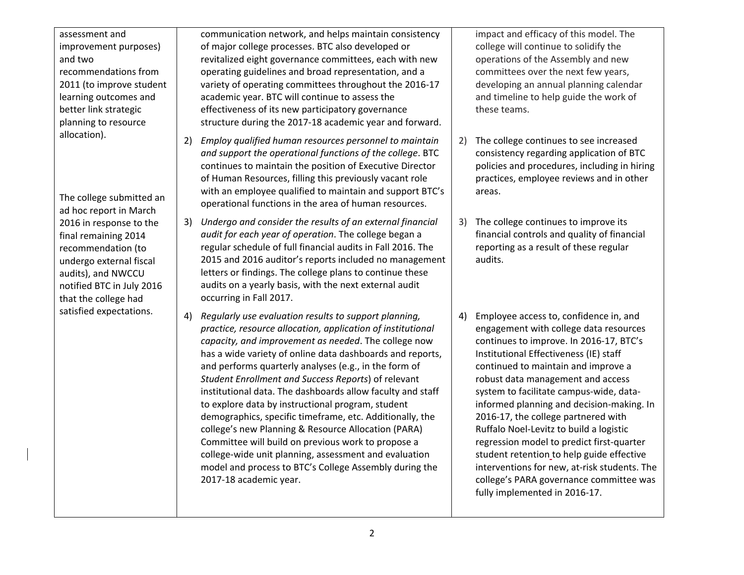| | | |
|---|---|---|
| assessment and improvement purposes) and two recommendations from 2011 (to improve student learning outcomes and better link strategic planning to resource allocation).<br><br>The college submitted an ad hoc report in March 2016 in response to the final remaining 2014 recommendation (to undergo external fiscal audits), and NWCCU notified BTC in July 2016 that the college had satisfied expectations. | communication network, and helps maintain consistency of major college processes. BTC also developed or revitalized eight governance committees, each with new operating guidelines and broad representation, and a variety of operating committees throughout the 2016-17 academic year. BTC will continue to assess the effectiveness of its new participatory governance structure during the 2017-18 academic year and forward. | impact and efficacy of this model. The college will continue to solidify the operations of the Assembly and new committees over the next few years, developing an annual planning calendar and timeline to help guide the work of these teams. |
| | 2) *Employ qualified human resources personnel to maintain and support the operational functions of the college*. BTC continues to maintain the position of Executive Director of Human Resources, filling this previously vacant role with an employee qualified to maintain and support BTC's operational functions in the area of human resources. | 2) The college continues to see increased consistency regarding application of BTC policies and procedures, including in hiring practices, employee reviews and in other areas. |
| | 3) *Undergo and consider the results of an external financial audit for each year of operation*. The college began a regular schedule of full financial audits in Fall 2016. The 2015 and 2016 auditor's reports included no management letters or findings. The college plans to continue these audits on a yearly basis, with the next external audit occurring in Fall 2017. | 3) The college continues to improve its financial controls and quality of financial reporting as a result of these regular audits. |
| | 4) *Regularly use evaluation results to support planning, practice, resource allocation, application of institutional capacity, and improvement as needed*. The college now has a wide variety of online data dashboards and reports, and performs quarterly analyses (e.g., in the form of *Student Enrollment and Success Reports*) of relevant institutional data. The dashboards allow faculty and staff to explore data by instructional program, student demographics, specific timeframe, etc. Additionally, the college's new Planning & Resource Allocation (PARA) Committee will build on previous work to propose a college-wide unit planning, assessment and evaluation model and process to BTC's College Assembly during the 2017-18 academic year. | 4) Employee access to, confidence in, and engagement with college data resources continues to improve. In 2016-17, BTC's Institutional Effectiveness (IE) staff continued to maintain and improve a robust data management and access system to facilitate campus-wide, data-informed planning and decision-making. In 2016-17, the college partnered with Ruffalo Noel-Levitz to build a logistic regression model to predict first-quarter student retention to help guide effective interventions for new, at-risk students. The college's PARA governance committee was fully implemented in 2016-17. |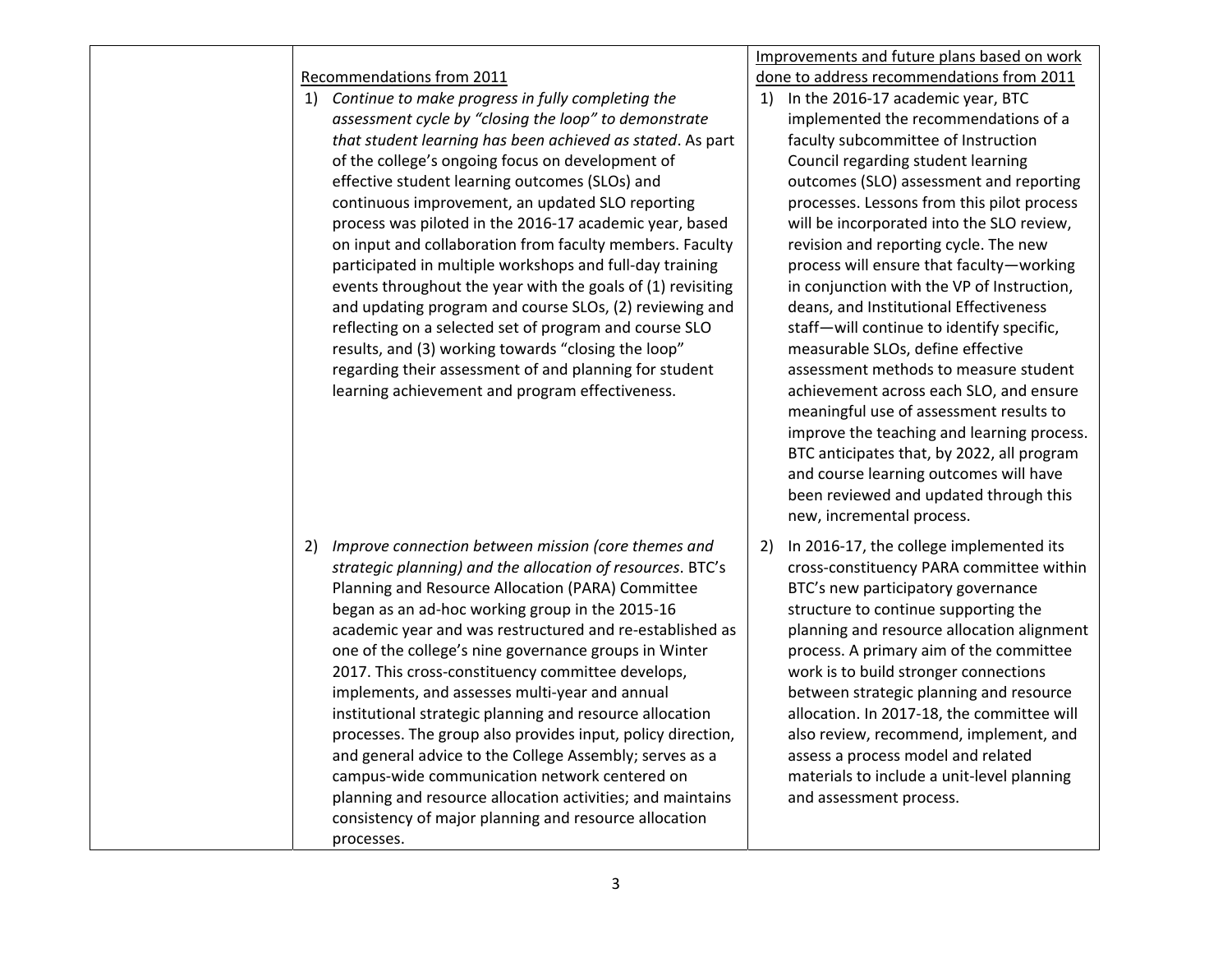| | Recommendations from 2011 | Improvements and future plans based on work done to address recommendations from 2011 |
|---|---|---|
| | 1) *Continue to make progress in fully completing the assessment cycle by "closing the loop" to demonstrate that student learning has been achieved as stated*. As part of the college's ongoing focus on development of effective student learning outcomes (SLOs) and continuous improvement, an updated SLO reporting process was piloted in the 2016-17 academic year, based on input and collaboration from faculty members. Faculty participated in multiple workshops and full-day training events throughout the year with the goals of (1) revisiting and updating program and course SLOs, (2) reviewing and reflecting on a selected set of program and course SLO results, and (3) working towards "closing the loop" regarding their assessment of and planning for student learning achievement and program effectiveness. | 1) In the 2016-17 academic year, BTC implemented the recommendations of a faculty subcommittee of Instruction Council regarding student learning outcomes (SLO) assessment and reporting processes. Lessons from this pilot process will be incorporated into the SLO review, revision and reporting cycle. The new process will ensure that faculty—working in conjunction with the VP of Instruction, deans, and Institutional Effectiveness staff—will continue to identify specific, measurable SLOs, define effective assessment methods to measure student achievement across each SLO, and ensure meaningful use of assessment results to improve the teaching and learning process. BTC anticipates that, by 2022, all program and course learning outcomes will have been reviewed and updated through this new, incremental process. |
| | 2) *Improve connection between mission (core themes and strategic planning) and the allocation of resources*. BTC's Planning and Resource Allocation (PARA) Committee began as an ad-hoc working group in the 2015-16 academic year and was restructured and re-established as one of the college's nine governance groups in Winter 2017. This cross-constituency committee develops, implements, and assesses multi-year and annual institutional strategic planning and resource allocation processes. The group also provides input, policy direction, and general advice to the College Assembly; serves as a campus-wide communication network centered on planning and resource allocation activities; and maintains consistency of major planning and resource allocation processes. | 2) In 2016-17, the college implemented its cross-constituency PARA committee within BTC's new participatory governance structure to continue supporting the planning and resource allocation alignment process. A primary aim of the committee work is to build stronger connections between strategic planning and resource allocation. In 2017-18, the committee will also review, recommend, implement, and assess a process model and related materials to include a unit-level planning and assessment process. |